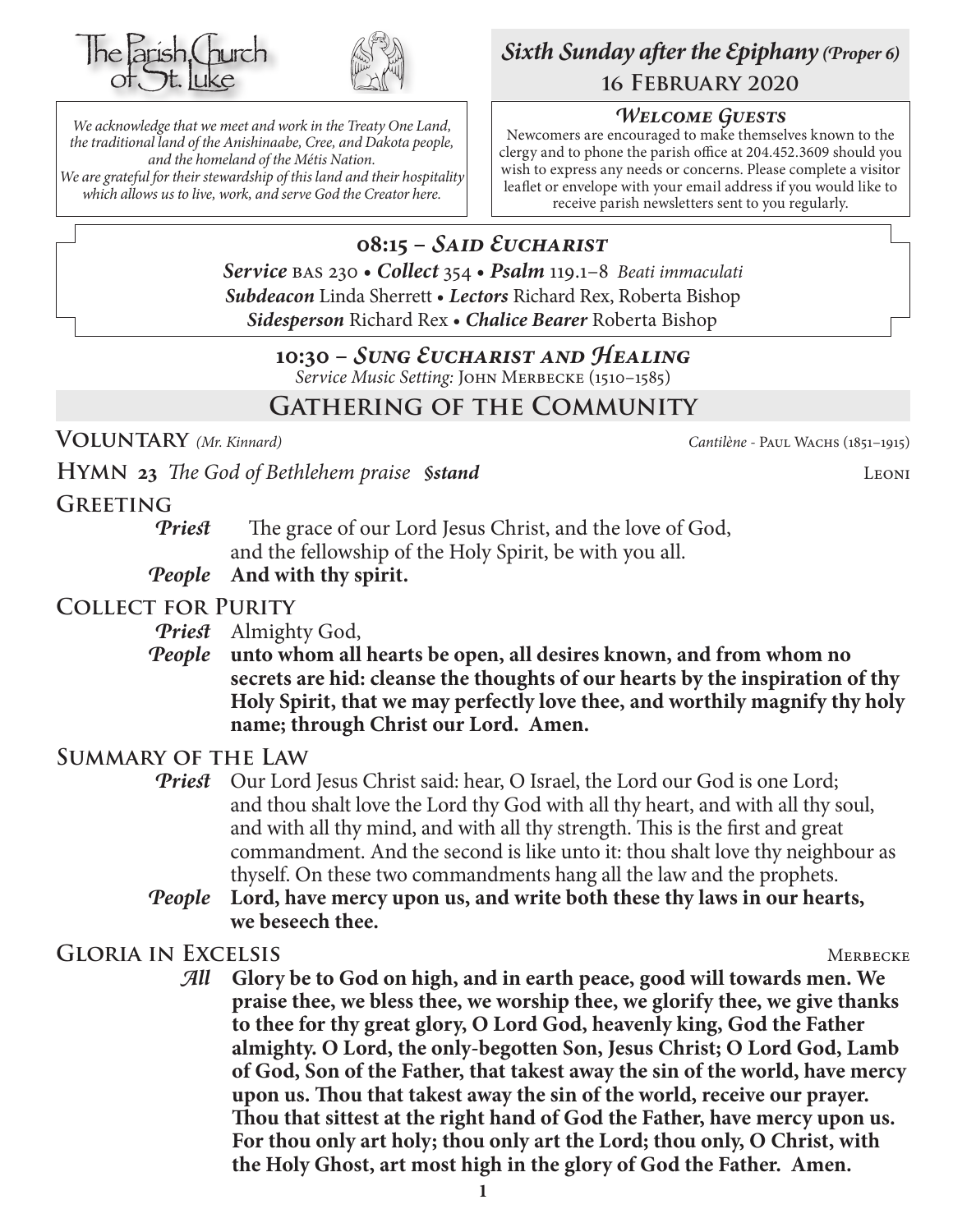The Parish Church of St. Luke

*We acknowledge that we meet and work in the Treaty One Land, the traditional land of the Anishinaabe, Cree, and Dakota people, and the homeland of the Métis Nation. We are grateful for their stewardship of this land and their hospitality which allows us to live, work, and serve God the Creator here.*

## *Sixth Sunday after the Epiphany (Proper 6)*
### 16 February 2020

#### *Welcome Guests*

Newcomers are encouraged to make themselves known to the clergy and to phone the parish office at 204.452.3609 should you wish to express any needs or concerns. Please complete a visitor leaflet or envelope with your email address if you would like to receive parish newsletters sent to you regularly.

### 08:15 – *Said Eucharist*

***Service*** BAS 230 • ***Collect*** 354 • ***Psalm*** 119.1–8 *Beati immaculati*
***Subdeacon*** Linda Sherrett • ***Lectors*** Richard Rex, Roberta Bishop
***Sidesperson*** Richard Rex • ***Chalice Bearer*** Roberta Bishop

### 10:30 – *Sung Eucharist and Healing*

*Service Music Setting:* John Merbecke (1510–1585)

## Gathering of the Community

**Voluntary** *(Mr. Kinnard)* *Cantilène* - Paul Wachs (1851–1915)

**Hymn 23** *The God of Bethlehem praise* ***§stand*** Leoni

**Greeting**

*Priest* The grace of our Lord Jesus Christ, and the love of God, and the fellowship of the Holy Spirit, be with you all.
*People* **And with thy spirit.**

**Collect for Purity**

*Priest* Almighty God,
*People* **unto whom all hearts be open, all desires known, and from whom no secrets are hid: cleanse the thoughts of our hearts by the inspiration of thy Holy Spirit, that we may perfectly love thee, and worthily magnify thy holy name; through Christ our Lord. Amen.**

**Summary of the Law**

*Priest* Our Lord Jesus Christ said: hear, O Israel, the Lord our God is one Lord; and thou shalt love the Lord thy God with all thy heart, and with all thy soul, and with all thy mind, and with all thy strength. This is the first and great commandment. And the second is like unto it: thou shalt love thy neighbour as thyself. On these two commandments hang all the law and the prophets.
*People* **Lord, have mercy upon us, and write both these thy laws in our hearts, we beseech thee.**

**Gloria in Excelsis** Merbecke

*All* **Glory be to God on high, and in earth peace, good will towards men. We praise thee, we bless thee, we worship thee, we glorify thee, we give thanks to thee for thy great glory, O Lord God, heavenly king, God the Father almighty. O Lord, the only-begotten Son, Jesus Christ; O Lord God, Lamb of God, Son of the Father, that takest away the sin of the world, have mercy upon us. Thou that takest away the sin of the world, receive our prayer. Thou that sittest at the right hand of God the Father, have mercy upon us. For thou only art holy; thou only art the Lord; thou only, O Christ, with the Holy Ghost, art most high in the glory of God the Father. Amen.**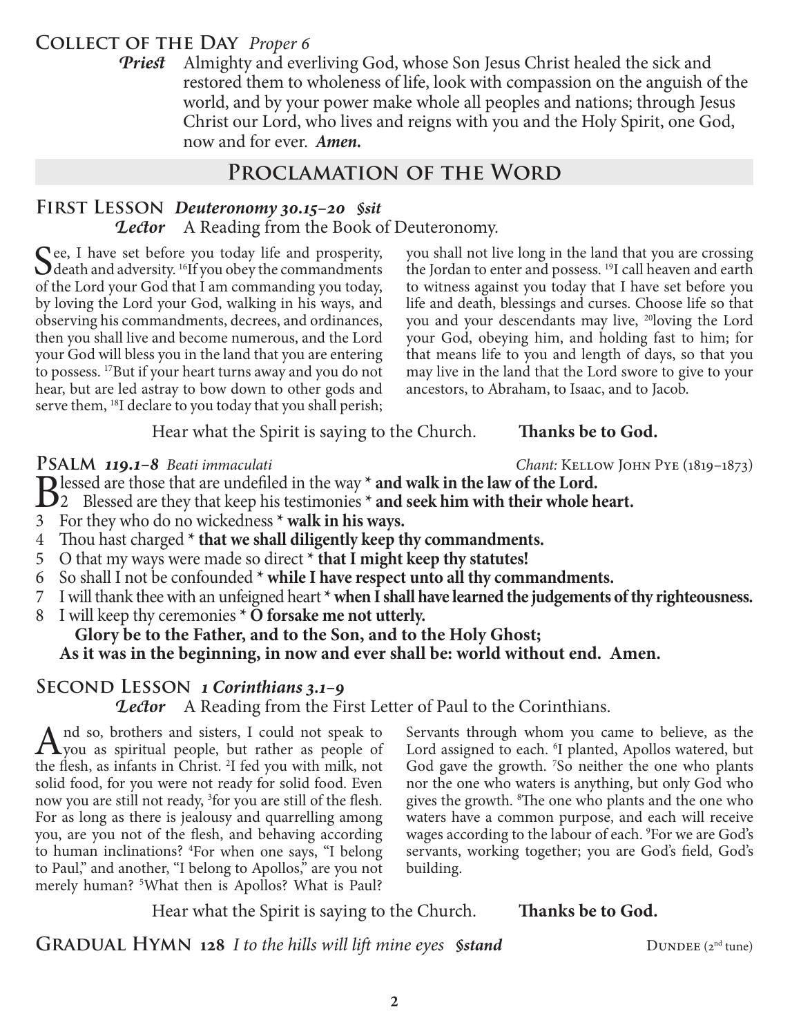## Collect of the Day *Proper 6*

***Priest*** Almighty and everliving God, whose Son Jesus Christ healed the sick and restored them to wholeness of life, look with compassion on the anguish of the world, and by your power make whole all peoples and nations; through Jesus Christ our Lord, who lives and reigns with you and the Holy Spirit, one God, now and for ever. ***Amen.***

# Proclamation of the Word

## First Lesson *Deuteronomy 30.15–20 §sit*

***Lector*** A Reading from the Book of Deuteronomy.

See, I have set before you today life and prosperity, death and adversity. [16]If you obey the commandments of the Lord your God that I am commanding you today, by loving the Lord your God, walking in his ways, and observing his commandments, decrees, and ordinances, then you shall live and become numerous, and the Lord your God will bless you in the land that you are entering to possess. [17]But if your heart turns away and you do not hear, but are led astray to bow down to other gods and serve them, [18]I declare to you today that you shall perish; you shall not live long in the land that you are crossing the Jordan to enter and possess. [19]I call heaven and earth to witness against you today that I have set before you life and death, blessings and curses. Choose life so that you and your descendants may live, [20]loving the Lord your God, obeying him, and holding fast to him; for that means life to you and length of days, so that you may live in the land that the Lord swore to give to your ancestors, to Abraham, to Isaac, and to Jacob.

Hear what the Spirit is saying to the Church. **Thanks be to God.**

## Psalm *119.1–8 Beati immaculati*

*Chant:* Kellow John Pye (1819–1873)

Blessed are those that are undefiled in the way * **and walk in the law of the Lord.**

2 Blessed are they that keep his testimonies * **and seek him with their whole heart.**

3 For they who do no wickedness * **walk in his ways.**

4 Thou hast charged * **that we shall diligently keep thy commandments.**

5 O that my ways were made so direct * **that I might keep thy statutes!**

6 So shall I not be confounded * **while I have respect unto all thy commandments.**

7 I will thank thee with an unfeigned heart * **when I shall have learned the judgements of thy righteousness.**

8 I will keep thy ceremonies * **O forsake me not utterly.**

**Glory be to the Father, and to the Son, and to the Holy Ghost;**
**As it was in the beginning, in now and ever shall be: world without end. Amen.**

## Second Lesson *1 Corinthians 3.1–9*

***Lector*** A Reading from the First Letter of Paul to the Corinthians.

And so, brothers and sisters, I could not speak to you as spiritual people, but rather as people of the flesh, as infants in Christ. [2]I fed you with milk, not solid food, for you were not ready for solid food. Even now you are still not ready, [3]for you are still of the flesh. For as long as there is jealousy and quarrelling among you, are you not of the flesh, and behaving according to human inclinations? [4]For when one says, "I belong to Paul," and another, "I belong to Apollos," are you not merely human? [5]What then is Apollos? What is Paul? Servants through whom you came to believe, as the Lord assigned to each. [6]I planted, Apollos watered, but God gave the growth. [7]So neither the one who plants nor the one who waters is anything, but only God who gives the growth. [8]The one who plants and the one who waters have a common purpose, and each will receive wages according to the labour of each. [9]For we are God's servants, working together; you are God's field, God's building.

Hear what the Spirit is saying to the Church. **Thanks be to God.**

## Gradual Hymn 128 *I to the hills will lift mine eyes §stand*

Dundee (2nd tune)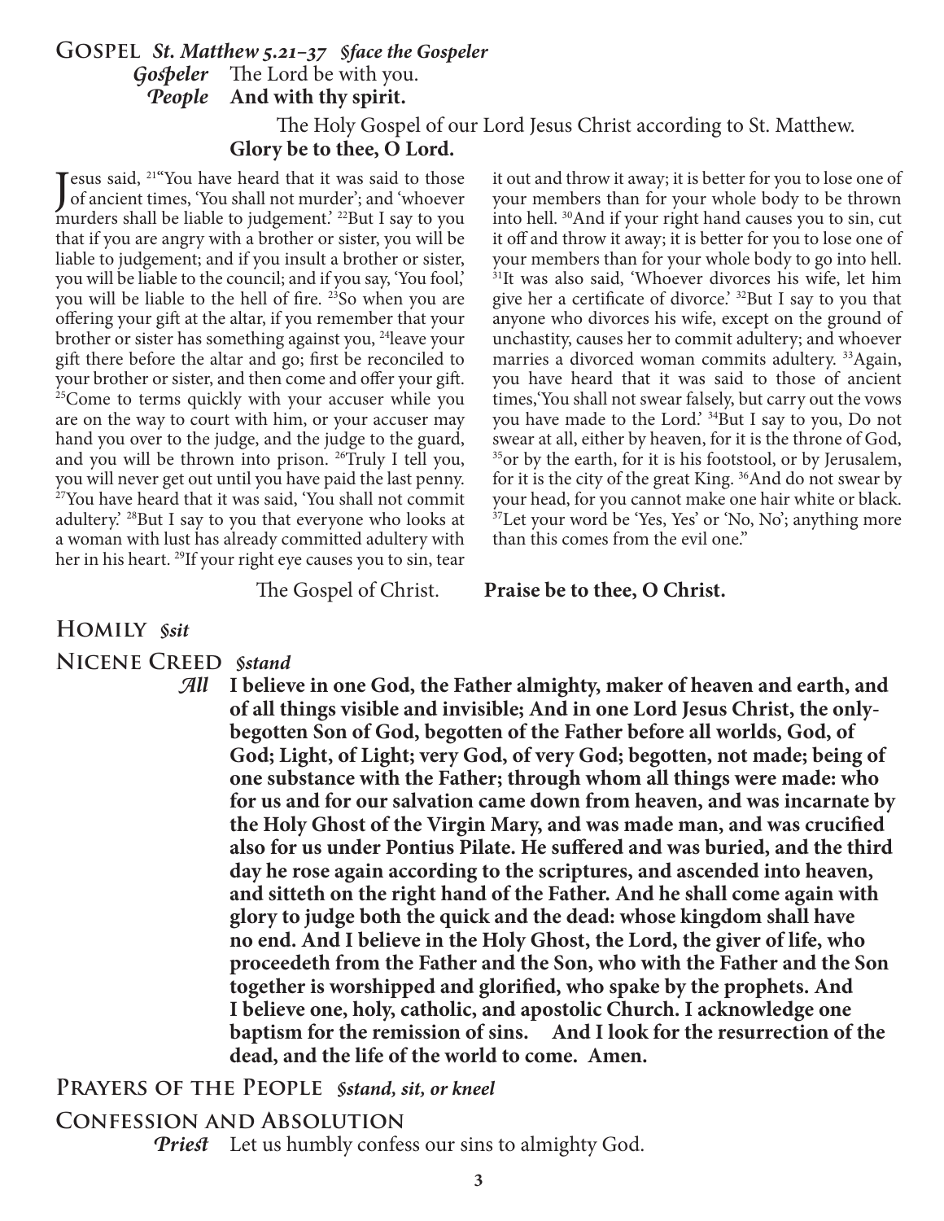## Gospel *St. Matthew 5.21–37 §face the Gospeler*

***Gospeler*** The Lord be with you.
***People*** **And with thy spirit.**

The Holy Gospel of our Lord Jesus Christ according to St. Matthew.
**Glory be to thee, O Lord.**

Jesus said, [21]"You have heard that it was said to those of ancient times, 'You shall not murder'; and 'whoever murders shall be liable to judgement.' [22]But I say to you that if you are angry with a brother or sister, you will be liable to judgement; and if you insult a brother or sister, you will be liable to the council; and if you say, 'You fool,' you will be liable to the hell of fire. [23]So when you are offering your gift at the altar, if you remember that your brother or sister has something against you, [24]leave your gift there before the altar and go; first be reconciled to your brother or sister, and then come and offer your gift. [25]Come to terms quickly with your accuser while you are on the way to court with him, or your accuser may hand you over to the judge, and the judge to the guard, and you will be thrown into prison. [26]Truly I tell you, you will never get out until you have paid the last penny. [27]You have heard that it was said, 'You shall not commit adultery.' [28]But I say to you that everyone who looks at a woman with lust has already committed adultery with her in his heart. [29]If your right eye causes you to sin, tear it out and throw it away; it is better for you to lose one of your members than for your whole body to be thrown into hell. [30]And if your right hand causes you to sin, cut it off and throw it away; it is better for you to lose one of your members than for your whole body to go into hell. [31]It was also said, 'Whoever divorces his wife, let him give her a certificate of divorce.' [32]But I say to you that anyone who divorces his wife, except on the ground of unchastity, causes her to commit adultery; and whoever marries a divorced woman commits adultery. [33]Again, you have heard that it was said to those of ancient times,'You shall not swear falsely, but carry out the vows you have made to the Lord.' [34]But I say to you, Do not swear at all, either by heaven, for it is the throne of God, [35]or by the earth, for it is his footstool, or by Jerusalem, for it is the city of the great King. [36]And do not swear by your head, for you cannot make one hair white or black. [37]Let your word be 'Yes, Yes' or 'No, No'; anything more than this comes from the evil one."

The Gospel of Christ. **Praise be to thee, O Christ.**

## Homily *§sit*

## Nicene Creed *§stand*

***All*** **I believe in one God, the Father almighty, maker of heaven and earth, and of all things visible and invisible; And in one Lord Jesus Christ, the only-begotten Son of God, begotten of the Father before all worlds, God, of God; Light, of Light; very God, of very God; begotten, not made; being of one substance with the Father; through whom all things were made: who for us and for our salvation came down from heaven, and was incarnate by the Holy Ghost of the Virgin Mary, and was made man, and was crucified also for us under Pontius Pilate. He suffered and was buried, and the third day he rose again according to the scriptures, and ascended into heaven, and sitteth on the right hand of the Father. And he shall come again with glory to judge both the quick and the dead: whose kingdom shall have no end. And I believe in the Holy Ghost, the Lord, the giver of life, who proceedeth from the Father and the Son, who with the Father and the Son together is worshipped and glorified, who spake by the prophets. And I believe one, holy, catholic, and apostolic Church. I acknowledge one baptism for the remission of sins. And I look for the resurrection of the dead, and the life of the world to come. Amen.**

## Prayers of the People *§stand, sit, or kneel*

## Confession and Absolution

***Priest*** Let us humbly confess our sins to almighty God.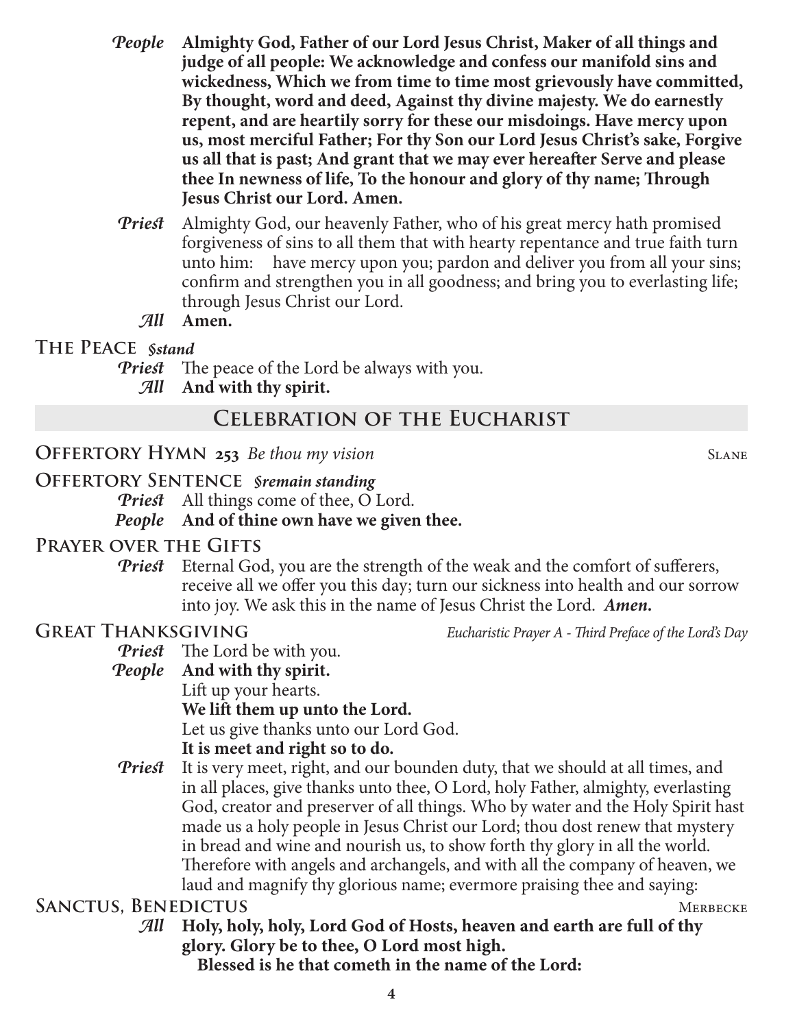*People* **Almighty God, Father of our Lord Jesus Christ, Maker of all things and judge of all people: We acknowledge and confess our manifold sins and wickedness, Which we from time to time most grievously have committed, By thought, word and deed, Against thy divine majesty. We do earnestly repent, and are heartily sorry for these our misdoings. Have mercy upon us, most merciful Father; For thy Son our Lord Jesus Christ's sake, Forgive us all that is past; And grant that we may ever hereafter Serve and please thee In newness of life, To the honour and glory of thy name; Through Jesus Christ our Lord. Amen.**

*Priest* Almighty God, our heavenly Father, who of his great mercy hath promised forgiveness of sins to all them that with hearty repentance and true faith turn unto him: have mercy upon you; pardon and deliver you from all your sins; confirm and strengthen you in all goodness; and bring you to everlasting life; through Jesus Christ our Lord.

*All* **Amen.**

## The Peace *§stand*

*Priest* The peace of the Lord be always with you.

*All* **And with thy spirit.**

# Celebration of the Eucharist

## Offertory Hymn 253 *Be thou my vision* Slane

## Offertory Sentence *§remain standing*

*Priest* All things come of thee, O Lord.

*People* **And of thine own have we given thee.**

## Prayer over the Gifts

*Priest* Eternal God, you are the strength of the weak and the comfort of sufferers, receive all we offer you this day; turn our sickness into health and our sorrow into joy. We ask this in the name of Jesus Christ the Lord. ***Amen.***

## Great Thanksgiving *Eucharistic Prayer A - Third Preface of the Lord's Day*

*Priest* The Lord be with you.

*People* **And with thy spirit.**

Lift up your hearts.

**We lift them up unto the Lord.**

Let us give thanks unto our Lord God.

**It is meet and right so to do.**

*Priest* It is very meet, right, and our bounden duty, that we should at all times, and in all places, give thanks unto thee, O Lord, holy Father, almighty, everlasting God, creator and preserver of all things. Who by water and the Holy Spirit hast made us a holy people in Jesus Christ our Lord; thou dost renew that mystery in bread and wine and nourish us, to show forth thy glory in all the world. Therefore with angels and archangels, and with all the company of heaven, we laud and magnify thy glorious name; evermore praising thee and saying:

## Sanctus, Benedictus Merbecke

*All* **Holy, holy, holy, Lord God of Hosts, heaven and earth are full of thy glory. Glory be to thee, O Lord most high.**

**Blessed is he that cometh in the name of the Lord:**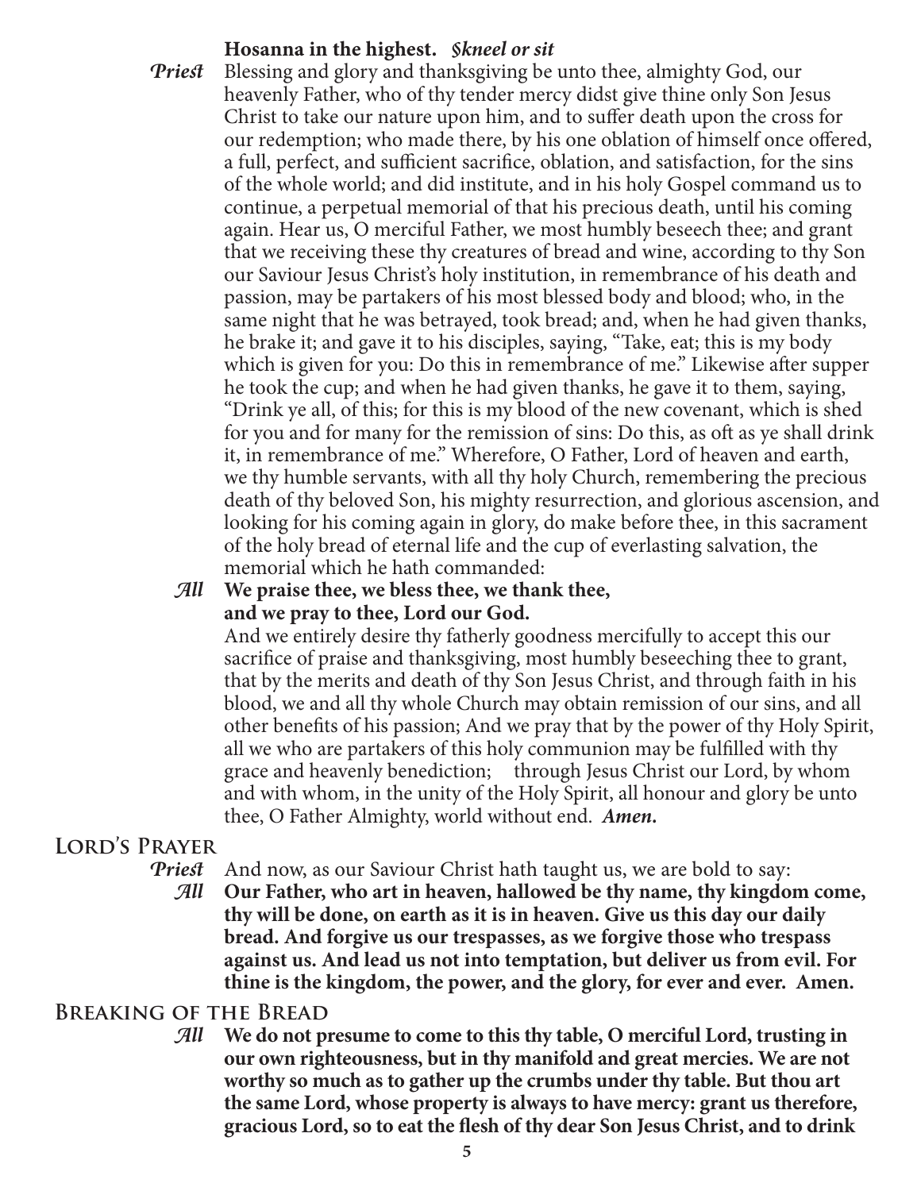**Hosanna in the highest.** ***§kneel or sit***

***Priest*** Blessing and glory and thanksgiving be unto thee, almighty God, our heavenly Father, who of thy tender mercy didst give thine only Son Jesus Christ to take our nature upon him, and to suffer death upon the cross for our redemption; who made there, by his one oblation of himself once offered, a full, perfect, and sufficient sacrifice, oblation, and satisfaction, for the sins of the whole world; and did institute, and in his holy Gospel command us to continue, a perpetual memorial of that his precious death, until his coming again. Hear us, O merciful Father, we most humbly beseech thee; and grant that we receiving these thy creatures of bread and wine, according to thy Son our Saviour Jesus Christ's holy institution, in remembrance of his death and passion, may be partakers of his most blessed body and blood; who, in the same night that he was betrayed, took bread; and, when he had given thanks, he brake it; and gave it to his disciples, saying, "Take, eat; this is my body which is given for you: Do this in remembrance of me." Likewise after supper he took the cup; and when he had given thanks, he gave it to them, saying, "Drink ye all, of this; for this is my blood of the new covenant, which is shed for you and for many for the remission of sins: Do this, as oft as ye shall drink it, in remembrance of me." Wherefore, O Father, Lord of heaven and earth, we thy humble servants, with all thy holy Church, remembering the precious death of thy beloved Son, his mighty resurrection, and glorious ascension, and looking for his coming again in glory, do make before thee, in this sacrament of the holy bread of eternal life and the cup of everlasting salvation, the memorial which he hath commanded:

***All*** **We praise thee, we bless thee, we thank thee, and we pray to thee, Lord our God.**

And we entirely desire thy fatherly goodness mercifully to accept this our sacrifice of praise and thanksgiving, most humbly beseeching thee to grant, that by the merits and death of thy Son Jesus Christ, and through faith in his blood, we and all thy whole Church may obtain remission of our sins, and all other benefits of his passion; And we pray that by the power of thy Holy Spirit, all we who are partakers of this holy communion may be fulfilled with thy grace and heavenly benediction; through Jesus Christ our Lord, by whom and with whom, in the unity of the Holy Spirit, all honour and glory be unto thee, O Father Almighty, world without end. ***Amen.***

## Lord's Prayer

***Priest*** And now, as our Saviour Christ hath taught us, we are bold to say:

***All*** **Our Father, who art in heaven, hallowed be thy name, thy kingdom come, thy will be done, on earth as it is in heaven. Give us this day our daily bread. And forgive us our trespasses, as we forgive those who trespass against us. And lead us not into temptation, but deliver us from evil. For thine is the kingdom, the power, and the glory, for ever and ever. Amen.**

## Breaking of the Bread

***All*** **We do not presume to come to this thy table, O merciful Lord, trusting in our own righteousness, but in thy manifold and great mercies. We are not worthy so much as to gather up the crumbs under thy table. But thou art the same Lord, whose property is always to have mercy: grant us therefore, gracious Lord, so to eat the flesh of thy dear Son Jesus Christ, and to drink**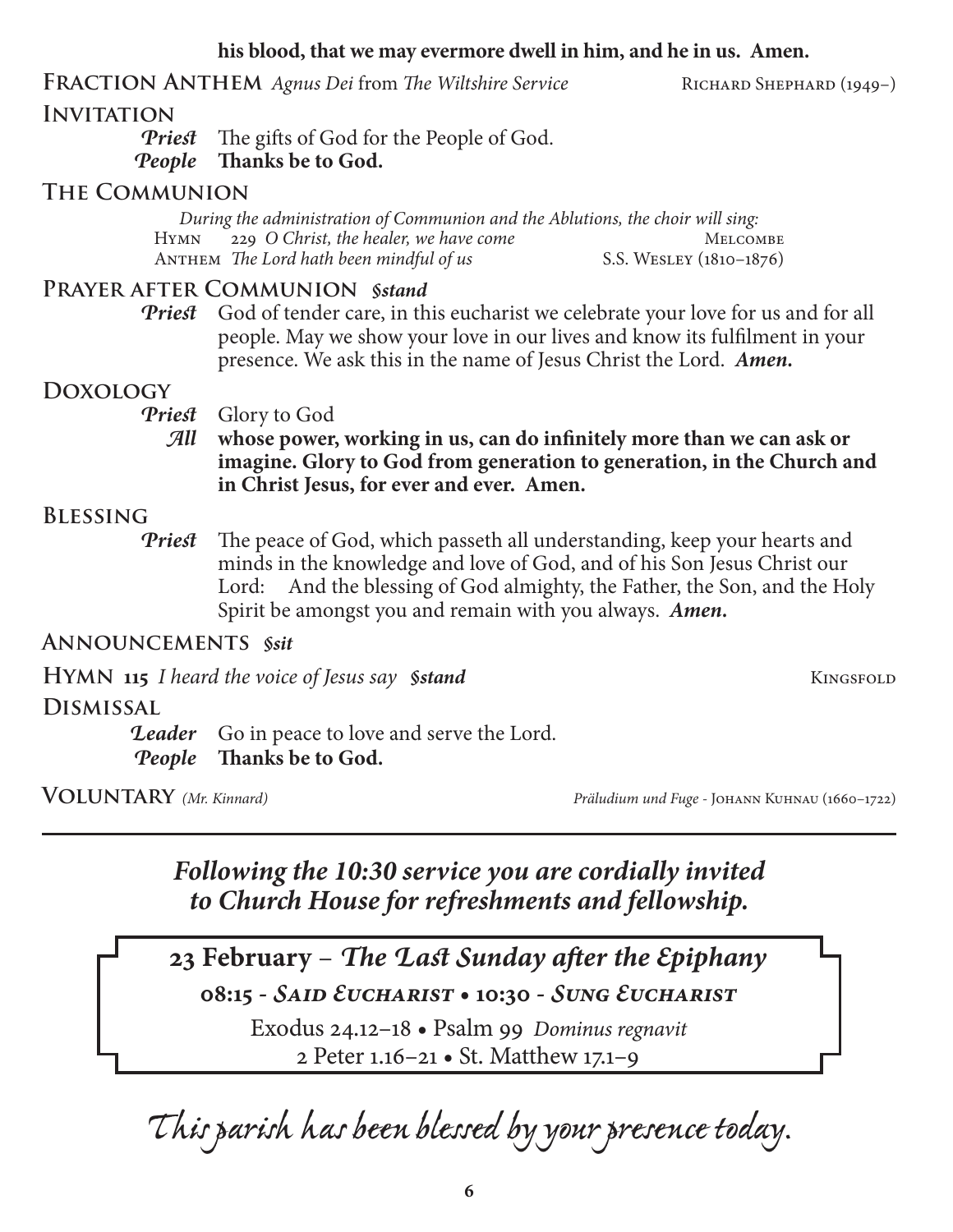**his blood, that we may evermore dwell in him, and he in us. Amen.**

## FRACTION ANTHEM *Agnus Dei* from *The Wiltshire Service* RICHARD SHEPHARD (1949–)

## INVITATION

***Priest*** The gifts of God for the People of God.
***People*** **Thanks be to God.**

## THE COMMUNION

*During the administration of Communion and the Ablutions, the choir will sing:*

HYMN 229 *O Christ, the healer, we have come* MELCOMBE
ANTHEM *The Lord hath been mindful of us* S.S. WESLEY (1810–1876)

## PRAYER AFTER COMMUNION *§stand*

***Priest*** God of tender care, in this eucharist we celebrate your love for us and for all people. May we show your love in our lives and know its fulfilment in your presence. We ask this in the name of Jesus Christ the Lord. ***Amen.***

## DOXOLOGY

***Priest*** Glory to God
***All*** **whose power, working in us, can do infinitely more than we can ask or imagine. Glory to God from generation to generation, in the Church and in Christ Jesus, for ever and ever. Amen.**

## BLESSING

***Priest*** The peace of God, which passeth all understanding, keep your hearts and minds in the knowledge and love of God, and of his Son Jesus Christ our Lord: And the blessing of God almighty, the Father, the Son, and the Holy Spirit be amongst you and remain with you always. ***Amen.***

## ANNOUNCEMENTS *§sit*

## HYMN 115 *I heard the voice of Jesus say* *§stand* KINGSFOLD

## DISMISSAL

***Leader*** Go in peace to love and serve the Lord.
***People*** **Thanks be to God.**

## VOLUNTARY *(Mr. Kinnard)* *Präludium und Fuge* - JOHANN KUHNAU (1660–1722)

---

***Following the 10:30 service you are cordially invited to Church House for refreshments and fellowship.***

**23 February** – ***The Last Sunday after the Epiphany***

**08:15 - *SAID EUCHARIST* • 10:30 - *SUNG EUCHARIST***

Exodus 24.12–18 • Psalm 99 *Dominus regnavit*
2 Peter 1.16–21 • St. Matthew 17.1–9

*This parish has been blessed by your presence today.*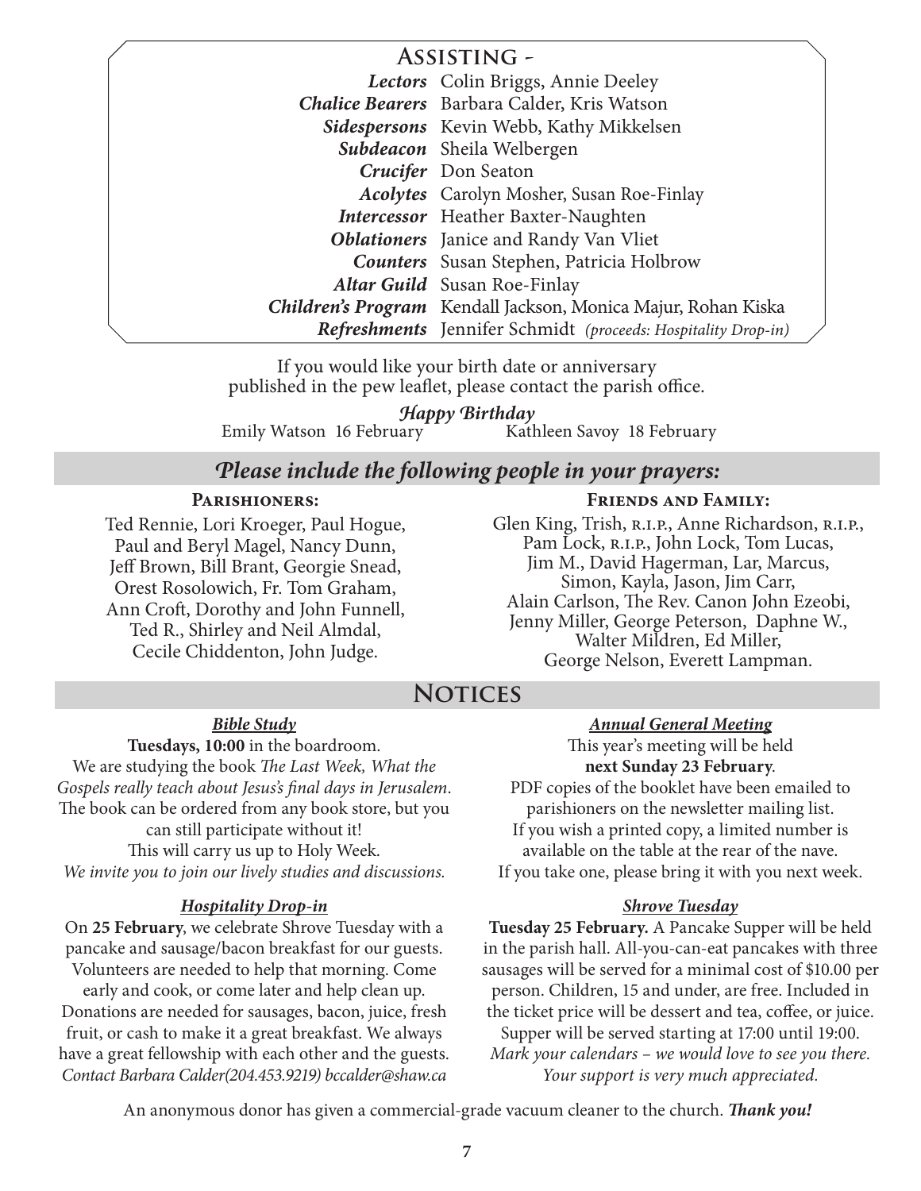## Assisting -

| | |
|---|---|
| ***Lectors*** | Colin Briggs, Annie Deeley |
| ***Chalice Bearers*** | Barbara Calder, Kris Watson |
| ***Sidespersons*** | Kevin Webb, Kathy Mikkelsen |
| ***Subdeacon*** | Sheila Welbergen |
| ***Crucifer*** | Don Seaton |
| ***Acolytes*** | Carolyn Mosher, Susan Roe-Finlay |
| ***Intercessor*** | Heather Baxter-Naughten |
| ***Oblationers*** | Janice and Randy Van Vliet |
| ***Counters*** | Susan Stephen, Patricia Holbrow |
| ***Altar Guild*** | Susan Roe-Finlay |
| ***Children's Program*** | Kendall Jackson, Monica Majur, Rohan Kiska |
| ***Refreshments*** | Jennifer Schmidt *(proceeds: Hospitality Drop-in)* |

If you would like your birth date or anniversary published in the pew leaflet, please contact the parish office.

***Happy Birthday***

Emily Watson 16 February    Kathleen Savoy 18 February

## *Please include the following people in your prayers:*

**Parishioners:**

Ted Rennie, Lori Kroeger, Paul Hogue, Paul and Beryl Magel, Nancy Dunn, Jeff Brown, Bill Brant, Georgie Snead, Orest Rosolowich, Fr. Tom Graham, Ann Croft, Dorothy and John Funnell, Ted R., Shirley and Neil Almdal, Cecile Chiddenton, John Judge.

**Friends and Family:**

Glen King, Trish, r.i.p., Anne Richardson, r.i.p., Pam Lock, r.i.p., John Lock, Tom Lucas, Jim M., David Hagerman, Lar, Marcus, Simon, Kayla, Jason, Jim Carr, Alain Carlson, The Rev. Canon John Ezeobi, Jenny Miller, George Peterson, Daphne W., Walter Mildren, Ed Miller, George Nelson, Everett Lampman.

## Notices

***Bible Study***

**Tuesdays, 10:00** in the boardroom.
We are studying the book *The Last Week, What the Gospels really teach about Jesus's final days in Jerusalem*. The book can be ordered from any book store, but you can still participate without it!
This will carry us up to Holy Week.
*We invite you to join our lively studies and discussions.*

***Hospitality Drop-in***

On **25 February**, we celebrate Shrove Tuesday with a pancake and sausage/bacon breakfast for our guests. Volunteers are needed to help that morning. Come early and cook, or come later and help clean up. Donations are needed for sausages, bacon, juice, fresh fruit, or cash to make it a great breakfast. We always have a great fellowship with each other and the guests.
*Contact Barbara Calder(204.453.9219) bccalder@shaw.ca*

***Annual General Meeting***

This year's meeting will be held
**next Sunday 23 February**.
PDF copies of the booklet have been emailed to parishioners on the newsletter mailing list.
If you wish a printed copy, a limited number is available on the table at the rear of the nave.
If you take one, please bring it with you next week.

***Shrove Tuesday***

**Tuesday 25 February.** A Pancake Supper will be held in the parish hall. All-you-can-eat pancakes with three sausages will be served for a minimal cost of $10.00 per person. Children, 15 and under, are free. Included in the ticket price will be dessert and tea, coffee, or juice.
Supper will be served starting at 17:00 until 19:00.
*Mark your calendars – we would love to see you there.*
*Your support is very much appreciated.*

An anonymous donor has given a commercial-grade vacuum cleaner to the church. ***Thank you!***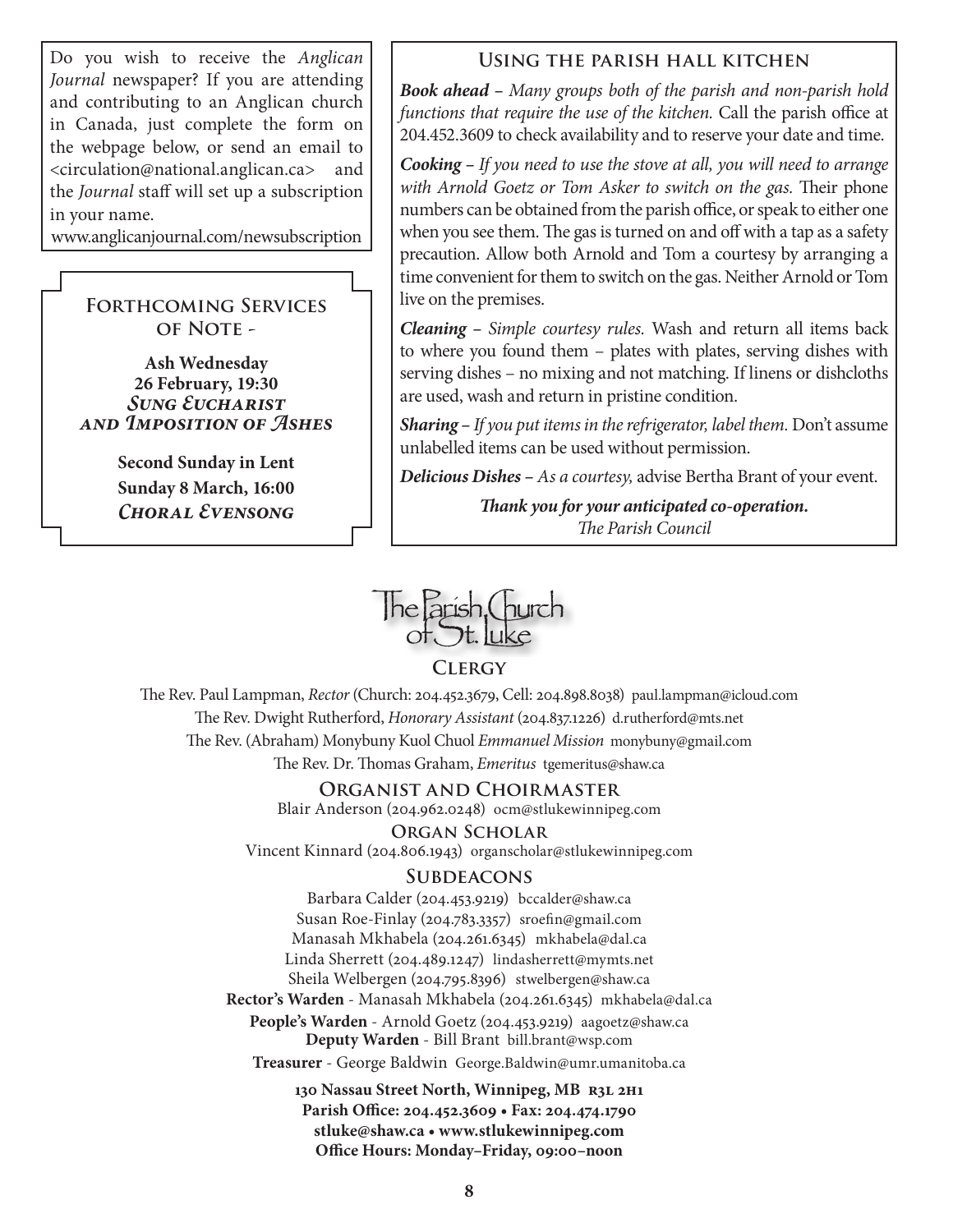Do you wish to receive the *Anglican Journal* newspaper? If you are attending and contributing to an Anglican church in Canada, just complete the form on the webpage below, or send an email to <circulation@national.anglican.ca> and the *Journal* staff will set up a subscription in your name.

www.anglicanjournal.com/newsubscription

## Forthcoming Services of Note -

**Ash Wednesday**
**26 February, 19:30**
***Sung Eucharist and Imposition of Ashes***

**Second Sunday in Lent**
**Sunday 8 March, 16:00**
***Choral Evensong***

## Using the parish hall kitchen

***Book ahead*** *– Many groups both of the parish and non-parish hold functions that require the use of the kitchen.* Call the parish office at 204.452.3609 to check availability and to reserve your date and time.

***Cooking*** *– If you need to use the stove at all, you will need to arrange with Arnold Goetz or Tom Asker to switch on the gas.* Their phone numbers can be obtained from the parish office, or speak to either one when you see them. The gas is turned on and off with a tap as a safety precaution. Allow both Arnold and Tom a courtesy by arranging a time convenient for them to switch on the gas. Neither Arnold or Tom live on the premises.

***Cleaning*** *– Simple courtesy rules.* Wash and return all items back to where you found them – plates with plates, serving dishes with serving dishes – no mixing and not matching. If linens or dishcloths are used, wash and return in pristine condition.

***Sharing*** *– If you put items in the refrigerator, label them.* Don't assume unlabelled items can be used without permission.

***Delicious Dishes*** *– As a courtesy,* advise Bertha Brant of your event.

***Thank you for your anticipated co-operation.***
*The Parish Council*

# The Parish Church of St. Luke

## Clergy

The Rev. Paul Lampman, *Rector* (Church: 204.452.3679, Cell: 204.898.8038) paul.lampman@icloud.com
The Rev. Dwight Rutherford, *Honorary Assistant* (204.837.1226) d.rutherford@mts.net
The Rev. (Abraham) Monybuny Kuol Chuol *Emmanuel Mission* monybuny@gmail.com
The Rev. Dr. Thomas Graham, *Emeritus* tgemeritus@shaw.ca

## Organist and Choirmaster

Blair Anderson (204.962.0248) ocm@stlukewinnipeg.com

## Organ Scholar

Vincent Kinnard (204.806.1943) organscholar@stlukewinnipeg.com

## Subdeacons

Barbara Calder (204.453.9219) bccalder@shaw.ca
Susan Roe-Finlay (204.783.3357) sroefin@gmail.com
Manasah Mkhabela (204.261.6345) mkhabela@dal.ca
Linda Sherrett (204.489.1247) lindasherrett@mymts.net
Sheila Welbergen (204.795.8396) stwelbergen@shaw.ca

**Rector's Warden** - Manasah Mkhabela (204.261.6345) mkhabela@dal.ca
**People's Warden** - Arnold Goetz (204.453.9219) aagoetz@shaw.ca
**Deputy Warden** - Bill Brant bill.brant@wsp.com
**Treasurer** - George Baldwin George.Baldwin@umr.umanitoba.ca

**130 Nassau Street North, Winnipeg, MB R3L 2H1**
**Parish Office: 204.452.3609 • Fax: 204.474.1790**
**stluke@shaw.ca • www.stlukewinnipeg.com**
**Office Hours: Monday–Friday, 09:00–noon**